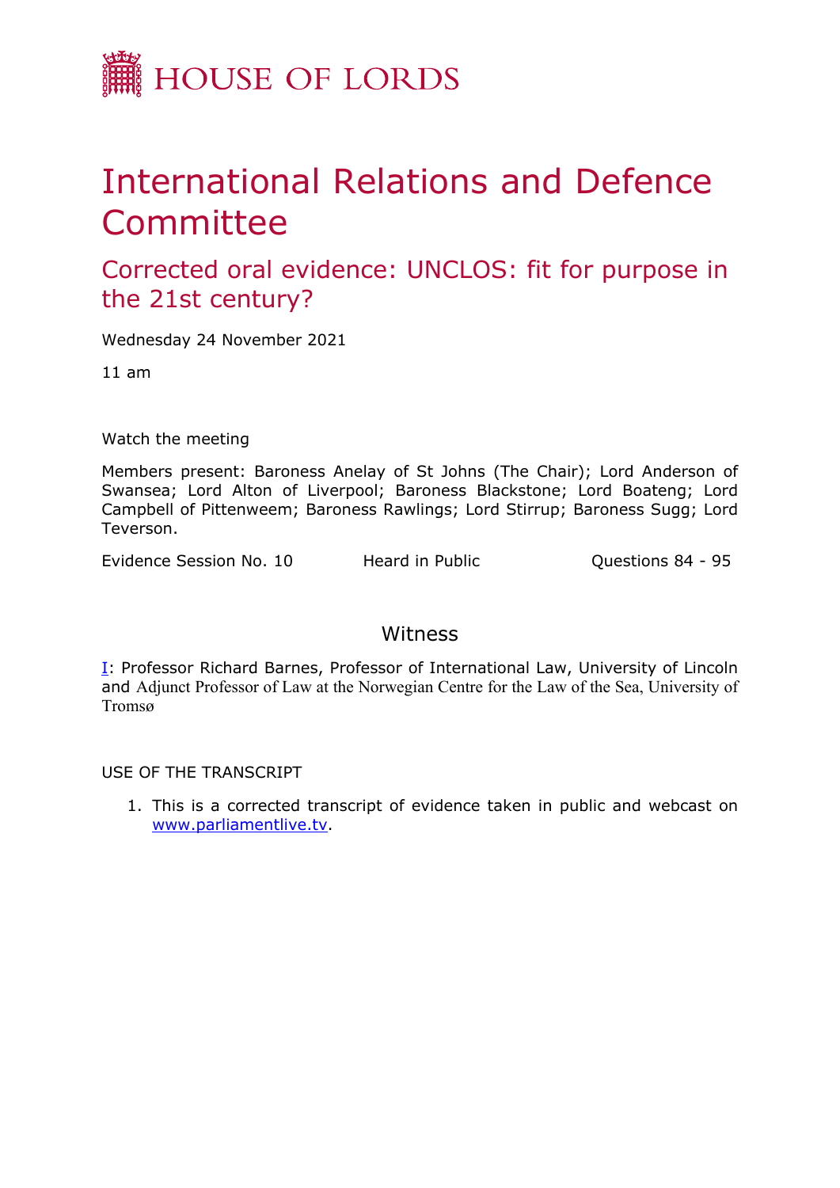HOUSE OF LORDS

# International Relations and Defence Committee

## Corrected oral evidence: UNCLOS: fit for purpose in the 21st century?

Wednesday 24 November 2021

11 am

Watch the meeting

Members present: Baroness Anelay of St Johns (The Chair); Lord Anderson of Swansea; Lord Alton of Liverpool; Baroness Blackstone; Lord Boateng; Lord Campbell of Pittenweem; Baroness Rawlings; Lord Stirrup; Baroness Sugg; Lord Teverson.

Evidence Session No. 10 | Heard in Public | Questions 84 - 95

### Witness

I: Professor Richard Barnes, Professor of International Law, University of Lincoln and Adjunct Professor of Law at the Norwegian Centre for the Law of the Sea, University of Tromsø

USE OF THE TRANSCRIPT

1. This is a corrected transcript of evidence taken in public and webcast on www.parliamentlive.tv.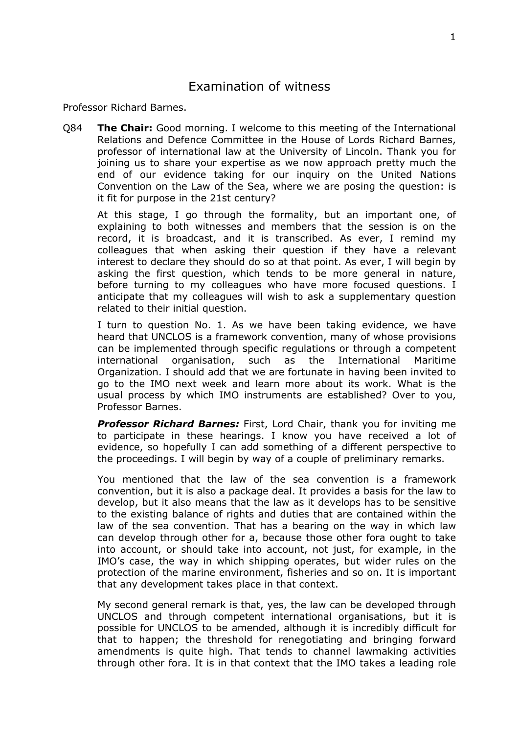# Examination of witness

Professor Richard Barnes.

Q84 **The Chair:** Good morning. I welcome to this meeting of the International Relations and Defence Committee in the House of Lords Richard Barnes, professor of international law at the University of Lincoln. Thank you for joining us to share your expertise as we now approach pretty much the end of our evidence taking for our inquiry on the United Nations Convention on the Law of the Sea, where we are posing the question: is it fit for purpose in the 21st century?

At this stage, I go through the formality, but an important one, of explaining to both witnesses and members that the session is on the record, it is broadcast, and it is transcribed. As ever, I remind my colleagues that when asking their question if they have a relevant interest to declare they should do so at that point. As ever, I will begin by asking the first question, which tends to be more general in nature, before turning to my colleagues who have more focused questions. I anticipate that my colleagues will wish to ask a supplementary question related to their initial question.

I turn to question No. 1. As we have been taking evidence, we have heard that UNCLOS is a framework convention, many of whose provisions can be implemented through specific regulations or through a competent international organisation, such as the International Maritime Organization. I should add that we are fortunate in having been invited to go to the IMO next week and learn more about its work. What is the usual process by which IMO instruments are established? Over to you, Professor Barnes.

***Professor Richard Barnes:*** First, Lord Chair, thank you for inviting me to participate in these hearings. I know you have received a lot of evidence, so hopefully I can add something of a different perspective to the proceedings. I will begin by way of a couple of preliminary remarks.

You mentioned that the law of the sea convention is a framework convention, but it is also a package deal. It provides a basis for the law to develop, but it also means that the law as it develops has to be sensitive to the existing balance of rights and duties that are contained within the law of the sea convention. That has a bearing on the way in which law can develop through other for a, because those other fora ought to take into account, or should take into account, not just, for example, in the IMO's case, the way in which shipping operates, but wider rules on the protection of the marine environment, fisheries and so on. It is important that any development takes place in that context.

My second general remark is that, yes, the law can be developed through UNCLOS and through competent international organisations, but it is possible for UNCLOS to be amended, although it is incredibly difficult for that to happen; the threshold for renegotiating and bringing forward amendments is quite high. That tends to channel lawmaking activities through other fora. It is in that context that the IMO takes a leading role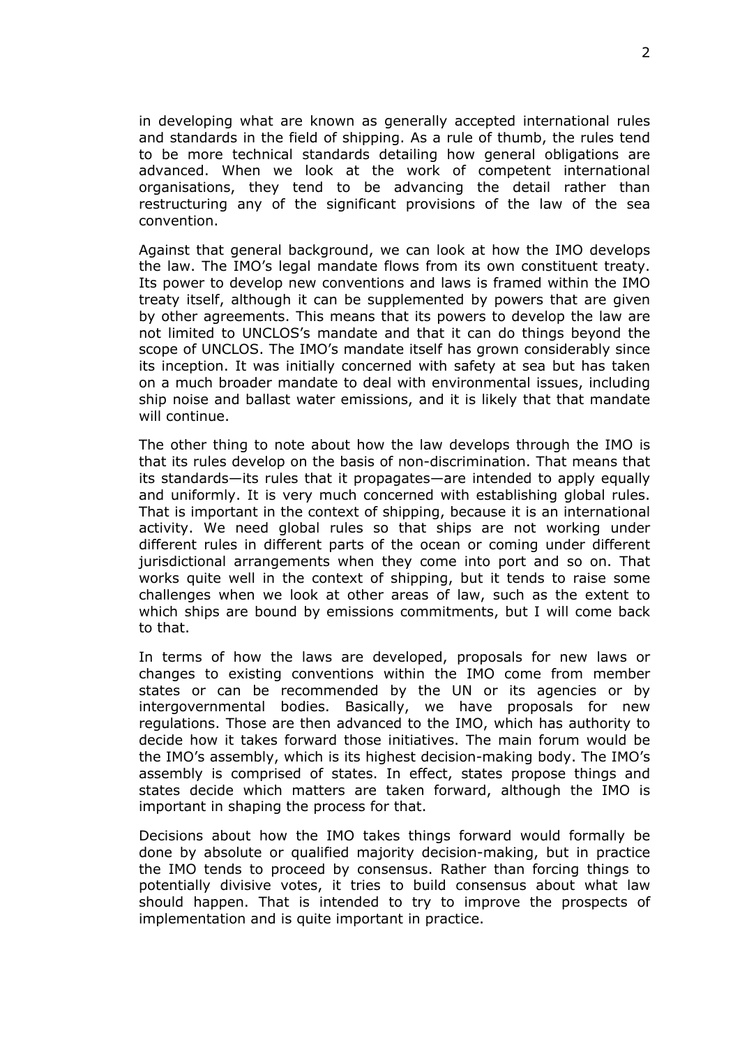in developing what are known as generally accepted international rules and standards in the field of shipping. As a rule of thumb, the rules tend to be more technical standards detailing how general obligations are advanced. When we look at the work of competent international organisations, they tend to be advancing the detail rather than restructuring any of the significant provisions of the law of the sea convention.

Against that general background, we can look at how the IMO develops the law. The IMO's legal mandate flows from its own constituent treaty. Its power to develop new conventions and laws is framed within the IMO treaty itself, although it can be supplemented by powers that are given by other agreements. This means that its powers to develop the law are not limited to UNCLOS's mandate and that it can do things beyond the scope of UNCLOS. The IMO's mandate itself has grown considerably since its inception. It was initially concerned with safety at sea but has taken on a much broader mandate to deal with environmental issues, including ship noise and ballast water emissions, and it is likely that that mandate will continue.

The other thing to note about how the law develops through the IMO is that its rules develop on the basis of non-discrimination. That means that its standards—its rules that it propagates—are intended to apply equally and uniformly. It is very much concerned with establishing global rules. That is important in the context of shipping, because it is an international activity. We need global rules so that ships are not working under different rules in different parts of the ocean or coming under different jurisdictional arrangements when they come into port and so on. That works quite well in the context of shipping, but it tends to raise some challenges when we look at other areas of law, such as the extent to which ships are bound by emissions commitments, but I will come back to that.

In terms of how the laws are developed, proposals for new laws or changes to existing conventions within the IMO come from member states or can be recommended by the UN or its agencies or by intergovernmental bodies. Basically, we have proposals for new regulations. Those are then advanced to the IMO, which has authority to decide how it takes forward those initiatives. The main forum would be the IMO's assembly, which is its highest decision-making body. The IMO's assembly is comprised of states. In effect, states propose things and states decide which matters are taken forward, although the IMO is important in shaping the process for that.

Decisions about how the IMO takes things forward would formally be done by absolute or qualified majority decision-making, but in practice the IMO tends to proceed by consensus. Rather than forcing things to potentially divisive votes, it tries to build consensus about what law should happen. That is intended to try to improve the prospects of implementation and is quite important in practice.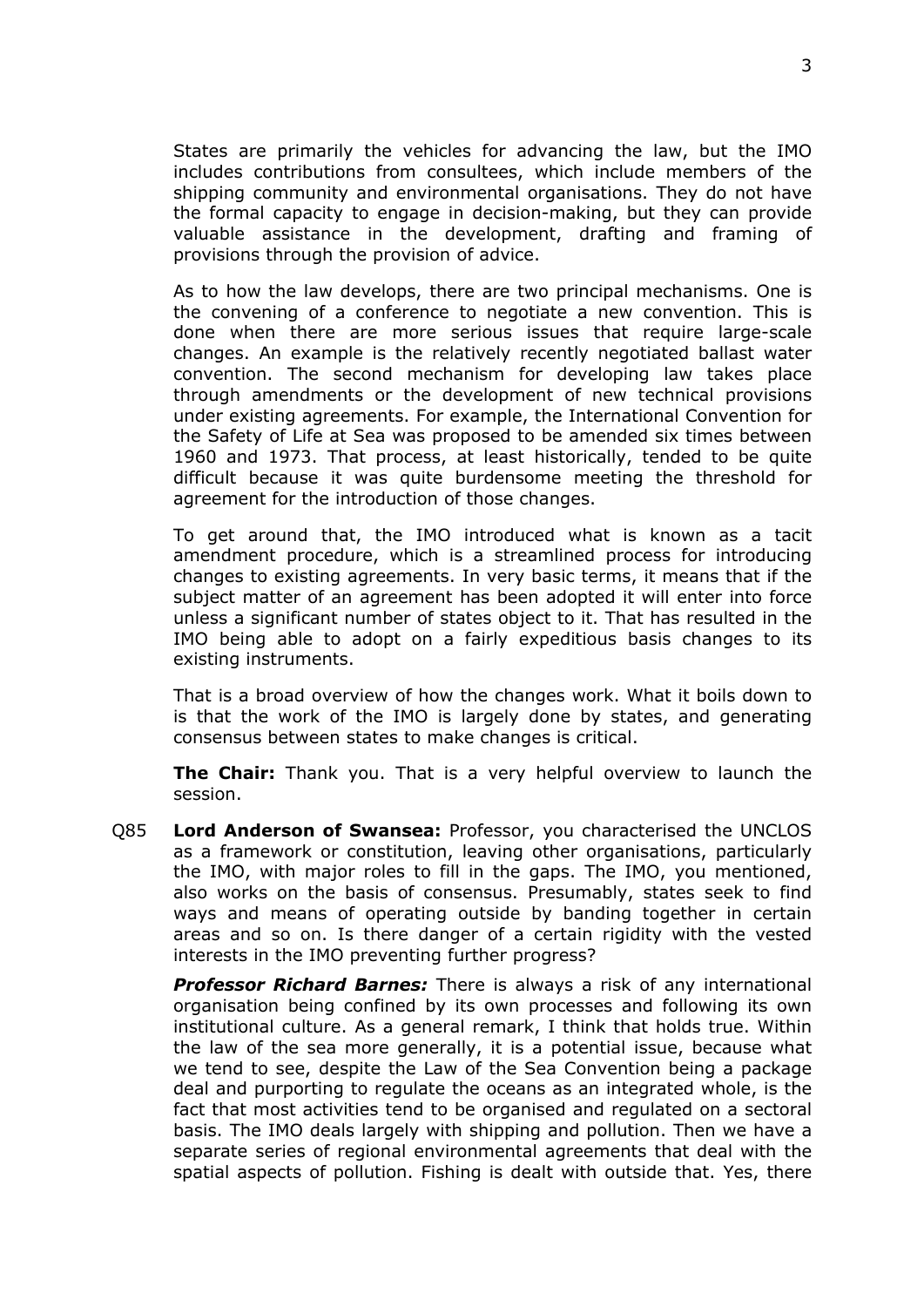States are primarily the vehicles for advancing the law, but the IMO includes contributions from consultees, which include members of the shipping community and environmental organisations. They do not have the formal capacity to engage in decision-making, but they can provide valuable assistance in the development, drafting and framing of provisions through the provision of advice.

As to how the law develops, there are two principal mechanisms. One is the convening of a conference to negotiate a new convention. This is done when there are more serious issues that require large-scale changes. An example is the relatively recently negotiated ballast water convention. The second mechanism for developing law takes place through amendments or the development of new technical provisions under existing agreements. For example, the International Convention for the Safety of Life at Sea was proposed to be amended six times between 1960 and 1973. That process, at least historically, tended to be quite difficult because it was quite burdensome meeting the threshold for agreement for the introduction of those changes.

To get around that, the IMO introduced what is known as a tacit amendment procedure, which is a streamlined process for introducing changes to existing agreements. In very basic terms, it means that if the subject matter of an agreement has been adopted it will enter into force unless a significant number of states object to it. That has resulted in the IMO being able to adopt on a fairly expeditious basis changes to its existing instruments.

That is a broad overview of how the changes work. What it boils down to is that the work of the IMO is largely done by states, and generating consensus between states to make changes is critical.

**The Chair:** Thank you. That is a very helpful overview to launch the session.

Q85 **Lord Anderson of Swansea:** Professor, you characterised the UNCLOS as a framework or constitution, leaving other organisations, particularly the IMO, with major roles to fill in the gaps. The IMO, you mentioned, also works on the basis of consensus. Presumably, states seek to find ways and means of operating outside by banding together in certain areas and so on. Is there danger of a certain rigidity with the vested interests in the IMO preventing further progress?

***Professor Richard Barnes:*** There is always a risk of any international organisation being confined by its own processes and following its own institutional culture. As a general remark, I think that holds true. Within the law of the sea more generally, it is a potential issue, because what we tend to see, despite the Law of the Sea Convention being a package deal and purporting to regulate the oceans as an integrated whole, is the fact that most activities tend to be organised and regulated on a sectoral basis. The IMO deals largely with shipping and pollution. Then we have a separate series of regional environmental agreements that deal with the spatial aspects of pollution. Fishing is dealt with outside that. Yes, there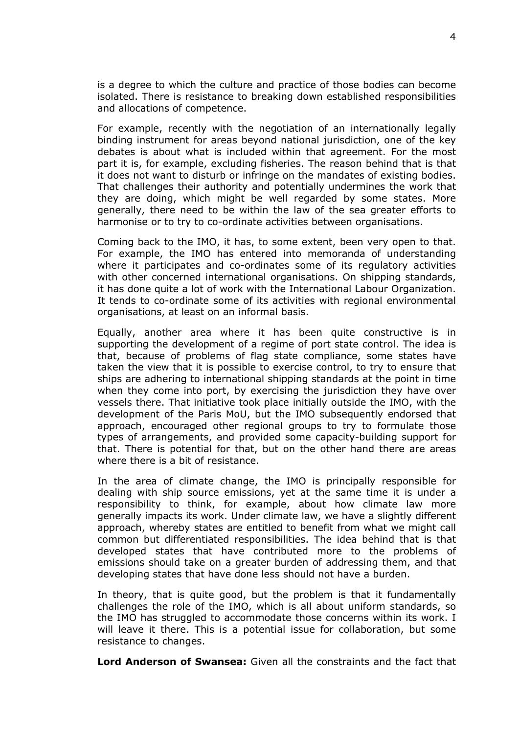is a degree to which the culture and practice of those bodies can become isolated. There is resistance to breaking down established responsibilities and allocations of competence.

For example, recently with the negotiation of an internationally legally binding instrument for areas beyond national jurisdiction, one of the key debates is about what is included within that agreement. For the most part it is, for example, excluding fisheries. The reason behind that is that it does not want to disturb or infringe on the mandates of existing bodies. That challenges their authority and potentially undermines the work that they are doing, which might be well regarded by some states. More generally, there need to be within the law of the sea greater efforts to harmonise or to try to co-ordinate activities between organisations.

Coming back to the IMO, it has, to some extent, been very open to that. For example, the IMO has entered into memoranda of understanding where it participates and co-ordinates some of its regulatory activities with other concerned international organisations. On shipping standards, it has done quite a lot of work with the International Labour Organization. It tends to co-ordinate some of its activities with regional environmental organisations, at least on an informal basis.

Equally, another area where it has been quite constructive is in supporting the development of a regime of port state control. The idea is that, because of problems of flag state compliance, some states have taken the view that it is possible to exercise control, to try to ensure that ships are adhering to international shipping standards at the point in time when they come into port, by exercising the jurisdiction they have over vessels there. That initiative took place initially outside the IMO, with the development of the Paris MoU, but the IMO subsequently endorsed that approach, encouraged other regional groups to try to formulate those types of arrangements, and provided some capacity-building support for that. There is potential for that, but on the other hand there are areas where there is a bit of resistance.

In the area of climate change, the IMO is principally responsible for dealing with ship source emissions, yet at the same time it is under a responsibility to think, for example, about how climate law more generally impacts its work. Under climate law, we have a slightly different approach, whereby states are entitled to benefit from what we might call common but differentiated responsibilities. The idea behind that is that developed states that have contributed more to the problems of emissions should take on a greater burden of addressing them, and that developing states that have done less should not have a burden.

In theory, that is quite good, but the problem is that it fundamentally challenges the role of the IMO, which is all about uniform standards, so the IMO has struggled to accommodate those concerns within its work. I will leave it there. This is a potential issue for collaboration, but some resistance to changes.

**Lord Anderson of Swansea:** Given all the constraints and the fact that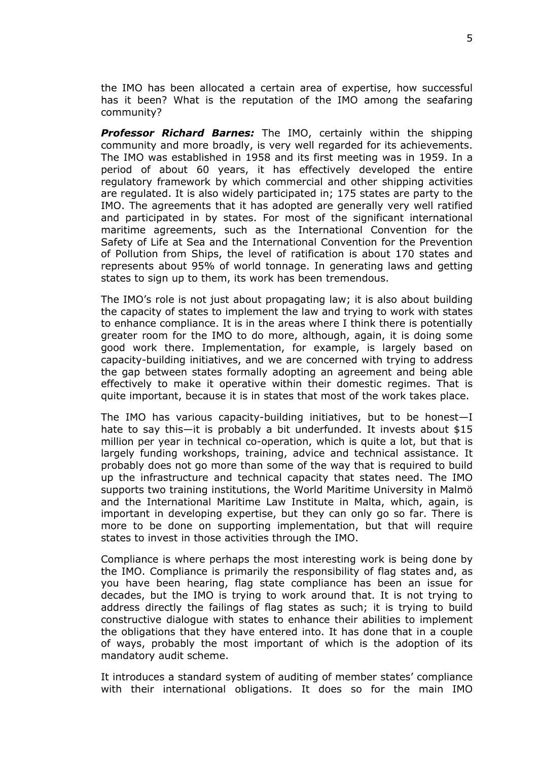the IMO has been allocated a certain area of expertise, how successful has it been? What is the reputation of the IMO among the seafaring community?

***Professor Richard Barnes:*** The IMO, certainly within the shipping community and more broadly, is very well regarded for its achievements. The IMO was established in 1958 and its first meeting was in 1959. In a period of about 60 years, it has effectively developed the entire regulatory framework by which commercial and other shipping activities are regulated. It is also widely participated in; 175 states are party to the IMO. The agreements that it has adopted are generally very well ratified and participated in by states. For most of the significant international maritime agreements, such as the International Convention for the Safety of Life at Sea and the International Convention for the Prevention of Pollution from Ships, the level of ratification is about 170 states and represents about 95% of world tonnage. In generating laws and getting states to sign up to them, its work has been tremendous.

The IMO's role is not just about propagating law; it is also about building the capacity of states to implement the law and trying to work with states to enhance compliance. It is in the areas where I think there is potentially greater room for the IMO to do more, although, again, it is doing some good work there. Implementation, for example, is largely based on capacity-building initiatives, and we are concerned with trying to address the gap between states formally adopting an agreement and being able effectively to make it operative within their domestic regimes. That is quite important, because it is in states that most of the work takes place.

The IMO has various capacity-building initiatives, but to be honest—I hate to say this—it is probably a bit underfunded. It invests about $15 million per year in technical co-operation, which is quite a lot, but that is largely funding workshops, training, advice and technical assistance. It probably does not go more than some of the way that is required to build up the infrastructure and technical capacity that states need. The IMO supports two training institutions, the World Maritime University in Malmö and the International Maritime Law Institute in Malta, which, again, is important in developing expertise, but they can only go so far. There is more to be done on supporting implementation, but that will require states to invest in those activities through the IMO.

Compliance is where perhaps the most interesting work is being done by the IMO. Compliance is primarily the responsibility of flag states and, as you have been hearing, flag state compliance has been an issue for decades, but the IMO is trying to work around that. It is not trying to address directly the failings of flag states as such; it is trying to build constructive dialogue with states to enhance their abilities to implement the obligations that they have entered into. It has done that in a couple of ways, probably the most important of which is the adoption of its mandatory audit scheme.

It introduces a standard system of auditing of member states' compliance with their international obligations. It does so for the main IMO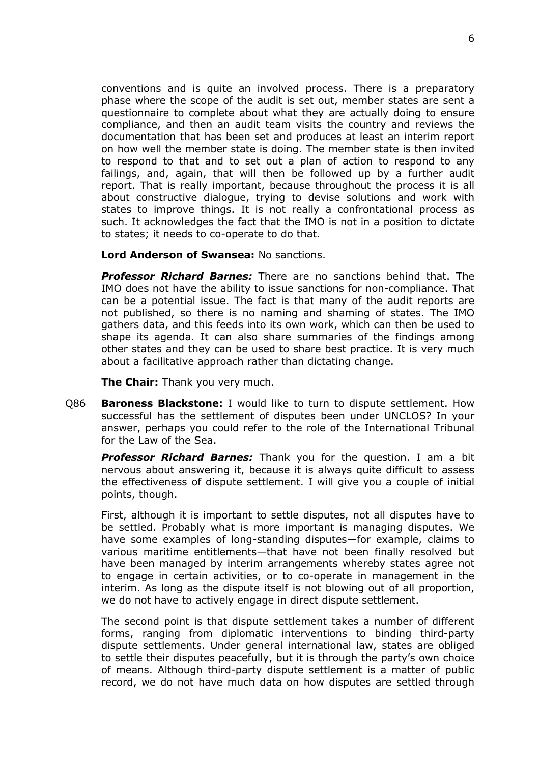conventions and is quite an involved process. There is a preparatory phase where the scope of the audit is set out, member states are sent a questionnaire to complete about what they are actually doing to ensure compliance, and then an audit team visits the country and reviews the documentation that has been set and produces at least an interim report on how well the member state is doing. The member state is then invited to respond to that and to set out a plan of action to respond to any failings, and, again, that will then be followed up by a further audit report. That is really important, because throughout the process it is all about constructive dialogue, trying to devise solutions and work with states to improve things. It is not really a confrontational process as such. It acknowledges the fact that the IMO is not in a position to dictate to states; it needs to co-operate to do that.

**Lord Anderson of Swansea:** No sanctions.

***Professor Richard Barnes:*** There are no sanctions behind that. The IMO does not have the ability to issue sanctions for non-compliance. That can be a potential issue. The fact is that many of the audit reports are not published, so there is no naming and shaming of states. The IMO gathers data, and this feeds into its own work, which can then be used to shape its agenda. It can also share summaries of the findings among other states and they can be used to share best practice. It is very much about a facilitative approach rather than dictating change.

**The Chair:** Thank you very much.

Q86 **Baroness Blackstone:** I would like to turn to dispute settlement. How successful has the settlement of disputes been under UNCLOS? In your answer, perhaps you could refer to the role of the International Tribunal for the Law of the Sea.

***Professor Richard Barnes:*** Thank you for the question. I am a bit nervous about answering it, because it is always quite difficult to assess the effectiveness of dispute settlement. I will give you a couple of initial points, though.

First, although it is important to settle disputes, not all disputes have to be settled. Probably what is more important is managing disputes. We have some examples of long-standing disputes—for example, claims to various maritime entitlements—that have not been finally resolved but have been managed by interim arrangements whereby states agree not to engage in certain activities, or to co-operate in management in the interim. As long as the dispute itself is not blowing out of all proportion, we do not have to actively engage in direct dispute settlement.

The second point is that dispute settlement takes a number of different forms, ranging from diplomatic interventions to binding third-party dispute settlements. Under general international law, states are obliged to settle their disputes peacefully, but it is through the party's own choice of means. Although third-party dispute settlement is a matter of public record, we do not have much data on how disputes are settled through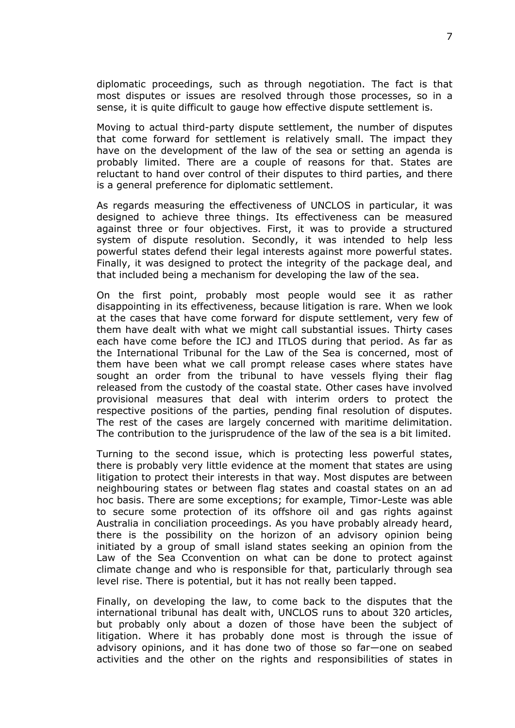diplomatic proceedings, such as through negotiation. The fact is that most disputes or issues are resolved through those processes, so in a sense, it is quite difficult to gauge how effective dispute settlement is.

Moving to actual third-party dispute settlement, the number of disputes that come forward for settlement is relatively small. The impact they have on the development of the law of the sea or setting an agenda is probably limited. There are a couple of reasons for that. States are reluctant to hand over control of their disputes to third parties, and there is a general preference for diplomatic settlement.

As regards measuring the effectiveness of UNCLOS in particular, it was designed to achieve three things. Its effectiveness can be measured against three or four objectives. First, it was to provide a structured system of dispute resolution. Secondly, it was intended to help less powerful states defend their legal interests against more powerful states. Finally, it was designed to protect the integrity of the package deal, and that included being a mechanism for developing the law of the sea.

On the first point, probably most people would see it as rather disappointing in its effectiveness, because litigation is rare. When we look at the cases that have come forward for dispute settlement, very few of them have dealt with what we might call substantial issues. Thirty cases each have come before the ICJ and ITLOS during that period. As far as the International Tribunal for the Law of the Sea is concerned, most of them have been what we call prompt release cases where states have sought an order from the tribunal to have vessels flying their flag released from the custody of the coastal state. Other cases have involved provisional measures that deal with interim orders to protect the respective positions of the parties, pending final resolution of disputes. The rest of the cases are largely concerned with maritime delimitation. The contribution to the jurisprudence of the law of the sea is a bit limited.

Turning to the second issue, which is protecting less powerful states, there is probably very little evidence at the moment that states are using litigation to protect their interests in that way. Most disputes are between neighbouring states or between flag states and coastal states on an ad hoc basis. There are some exceptions; for example, Timor-Leste was able to secure some protection of its offshore oil and gas rights against Australia in conciliation proceedings. As you have probably already heard, there is the possibility on the horizon of an advisory opinion being initiated by a group of small island states seeking an opinion from the Law of the Sea Cconvention on what can be done to protect against climate change and who is responsible for that, particularly through sea level rise. There is potential, but it has not really been tapped.

Finally, on developing the law, to come back to the disputes that the international tribunal has dealt with, UNCLOS runs to about 320 articles, but probably only about a dozen of those have been the subject of litigation. Where it has probably done most is through the issue of advisory opinions, and it has done two of those so far—one on seabed activities and the other on the rights and responsibilities of states in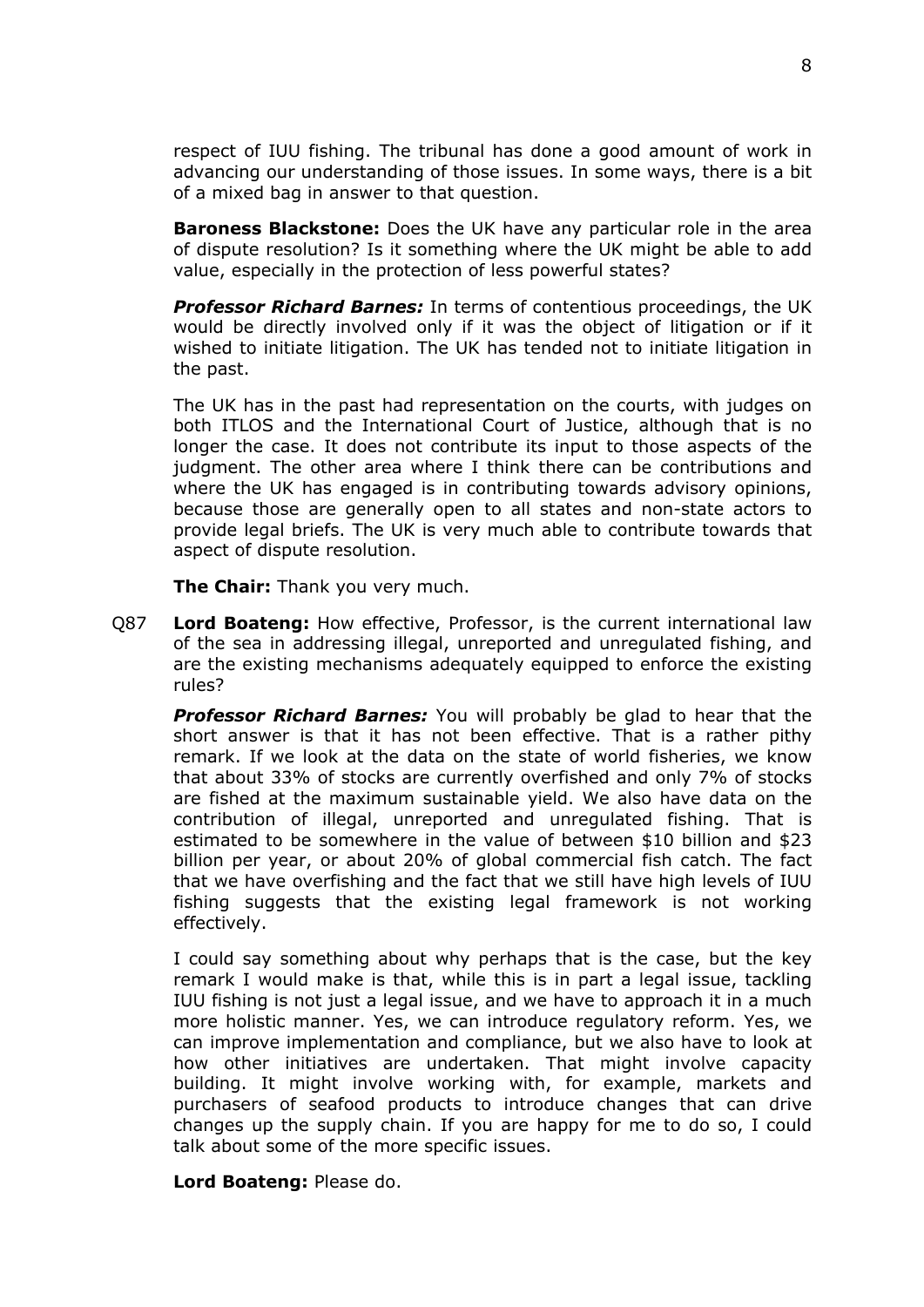respect of IUU fishing. The tribunal has done a good amount of work in advancing our understanding of those issues. In some ways, there is a bit of a mixed bag in answer to that question.

**Baroness Blackstone:** Does the UK have any particular role in the area of dispute resolution? Is it something where the UK might be able to add value, especially in the protection of less powerful states?

***Professor Richard Barnes:*** In terms of contentious proceedings, the UK would be directly involved only if it was the object of litigation or if it wished to initiate litigation. The UK has tended not to initiate litigation in the past.

The UK has in the past had representation on the courts, with judges on both ITLOS and the International Court of Justice, although that is no longer the case. It does not contribute its input to those aspects of the judgment. The other area where I think there can be contributions and where the UK has engaged is in contributing towards advisory opinions, because those are generally open to all states and non-state actors to provide legal briefs. The UK is very much able to contribute towards that aspect of dispute resolution.

**The Chair:** Thank you very much.

Q87 **Lord Boateng:** How effective, Professor, is the current international law of the sea in addressing illegal, unreported and unregulated fishing, and are the existing mechanisms adequately equipped to enforce the existing rules?

***Professor Richard Barnes:*** You will probably be glad to hear that the short answer is that it has not been effective. That is a rather pithy remark. If we look at the data on the state of world fisheries, we know that about 33% of stocks are currently overfished and only 7% of stocks are fished at the maximum sustainable yield. We also have data on the contribution of illegal, unreported and unregulated fishing. That is estimated to be somewhere in the value of between \$10 billion and \$23 billion per year, or about 20% of global commercial fish catch. The fact that we have overfishing and the fact that we still have high levels of IUU fishing suggests that the existing legal framework is not working effectively.

I could say something about why perhaps that is the case, but the key remark I would make is that, while this is in part a legal issue, tackling IUU fishing is not just a legal issue, and we have to approach it in a much more holistic manner. Yes, we can introduce regulatory reform. Yes, we can improve implementation and compliance, but we also have to look at how other initiatives are undertaken. That might involve capacity building. It might involve working with, for example, markets and purchasers of seafood products to introduce changes that can drive changes up the supply chain. If you are happy for me to do so, I could talk about some of the more specific issues.

**Lord Boateng:** Please do.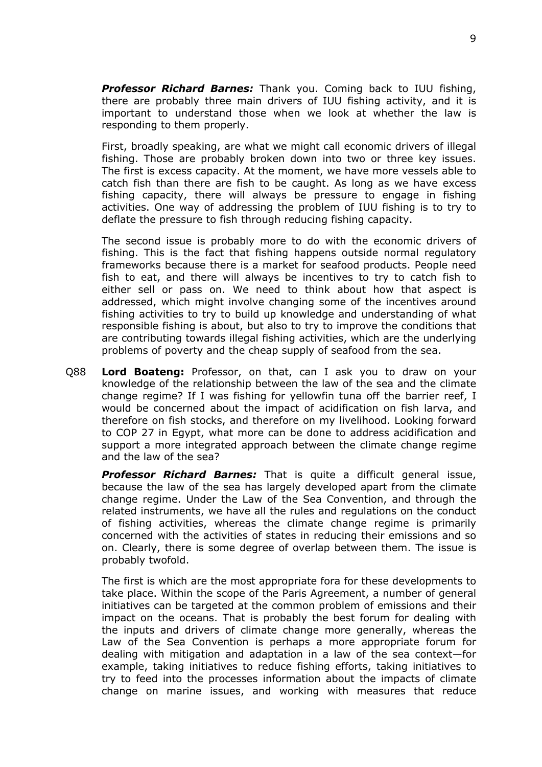***Professor Richard Barnes:*** Thank you. Coming back to IUU fishing, there are probably three main drivers of IUU fishing activity, and it is important to understand those when we look at whether the law is responding to them properly.

First, broadly speaking, are what we might call economic drivers of illegal fishing. Those are probably broken down into two or three key issues. The first is excess capacity. At the moment, we have more vessels able to catch fish than there are fish to be caught. As long as we have excess fishing capacity, there will always be pressure to engage in fishing activities. One way of addressing the problem of IUU fishing is to try to deflate the pressure to fish through reducing fishing capacity.

The second issue is probably more to do with the economic drivers of fishing. This is the fact that fishing happens outside normal regulatory frameworks because there is a market for seafood products. People need fish to eat, and there will always be incentives to try to catch fish to either sell or pass on. We need to think about how that aspect is addressed, which might involve changing some of the incentives around fishing activities to try to build up knowledge and understanding of what responsible fishing is about, but also to try to improve the conditions that are contributing towards illegal fishing activities, which are the underlying problems of poverty and the cheap supply of seafood from the sea.

Q88 **Lord Boateng:** Professor, on that, can I ask you to draw on your knowledge of the relationship between the law of the sea and the climate change regime? If I was fishing for yellowfin tuna off the barrier reef, I would be concerned about the impact of acidification on fish larva, and therefore on fish stocks, and therefore on my livelihood. Looking forward to COP 27 in Egypt, what more can be done to address acidification and support a more integrated approach between the climate change regime and the law of the sea?

***Professor Richard Barnes:*** That is quite a difficult general issue, because the law of the sea has largely developed apart from the climate change regime. Under the Law of the Sea Convention, and through the related instruments, we have all the rules and regulations on the conduct of fishing activities, whereas the climate change regime is primarily concerned with the activities of states in reducing their emissions and so on. Clearly, there is some degree of overlap between them. The issue is probably twofold.

The first is which are the most appropriate fora for these developments to take place. Within the scope of the Paris Agreement, a number of general initiatives can be targeted at the common problem of emissions and their impact on the oceans. That is probably the best forum for dealing with the inputs and drivers of climate change more generally, whereas the Law of the Sea Convention is perhaps a more appropriate forum for dealing with mitigation and adaptation in a law of the sea context—for example, taking initiatives to reduce fishing efforts, taking initiatives to try to feed into the processes information about the impacts of climate change on marine issues, and working with measures that reduce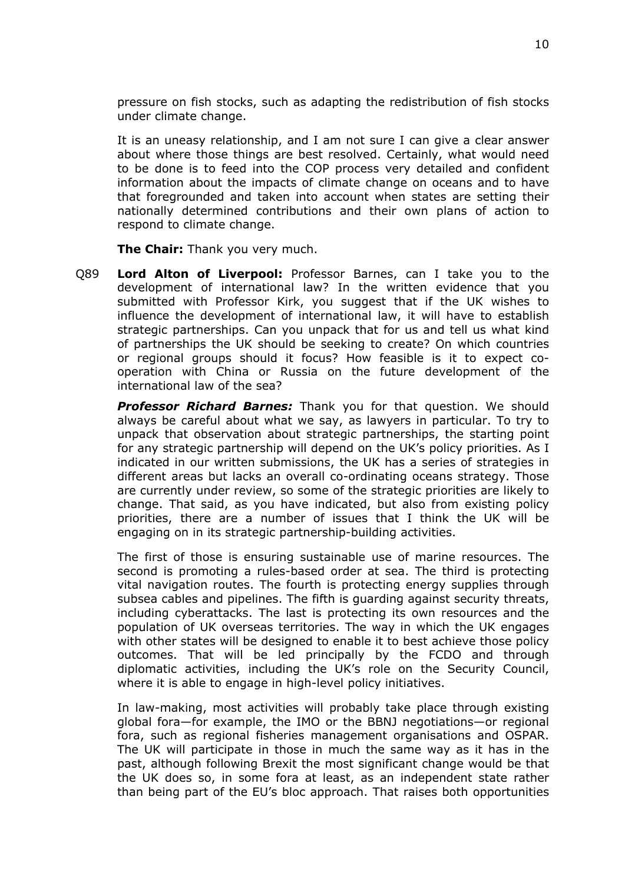pressure on fish stocks, such as adapting the redistribution of fish stocks under climate change.

It is an uneasy relationship, and I am not sure I can give a clear answer about where those things are best resolved. Certainly, what would need to be done is to feed into the COP process very detailed and confident information about the impacts of climate change on oceans and to have that foregrounded and taken into account when states are setting their nationally determined contributions and their own plans of action to respond to climate change.

**The Chair:** Thank you very much.

Q89 **Lord Alton of Liverpool:** Professor Barnes, can I take you to the development of international law? In the written evidence that you submitted with Professor Kirk, you suggest that if the UK wishes to influence the development of international law, it will have to establish strategic partnerships. Can you unpack that for us and tell us what kind of partnerships the UK should be seeking to create? On which countries or regional groups should it focus? How feasible is it to expect co-operation with China or Russia on the future development of the international law of the sea?

***Professor Richard Barnes:*** Thank you for that question. We should always be careful about what we say, as lawyers in particular. To try to unpack that observation about strategic partnerships, the starting point for any strategic partnership will depend on the UK's policy priorities. As I indicated in our written submissions, the UK has a series of strategies in different areas but lacks an overall co-ordinating oceans strategy. Those are currently under review, so some of the strategic priorities are likely to change. That said, as you have indicated, but also from existing policy priorities, there are a number of issues that I think the UK will be engaging on in its strategic partnership-building activities.

The first of those is ensuring sustainable use of marine resources. The second is promoting a rules-based order at sea. The third is protecting vital navigation routes. The fourth is protecting energy supplies through subsea cables and pipelines. The fifth is guarding against security threats, including cyberattacks. The last is protecting its own resources and the population of UK overseas territories. The way in which the UK engages with other states will be designed to enable it to best achieve those policy outcomes. That will be led principally by the FCDO and through diplomatic activities, including the UK's role on the Security Council, where it is able to engage in high-level policy initiatives.

In law-making, most activities will probably take place through existing global fora—for example, the IMO or the BBNJ negotiations—or regional fora, such as regional fisheries management organisations and OSPAR. The UK will participate in those in much the same way as it has in the past, although following Brexit the most significant change would be that the UK does so, in some fora at least, as an independent state rather than being part of the EU's bloc approach. That raises both opportunities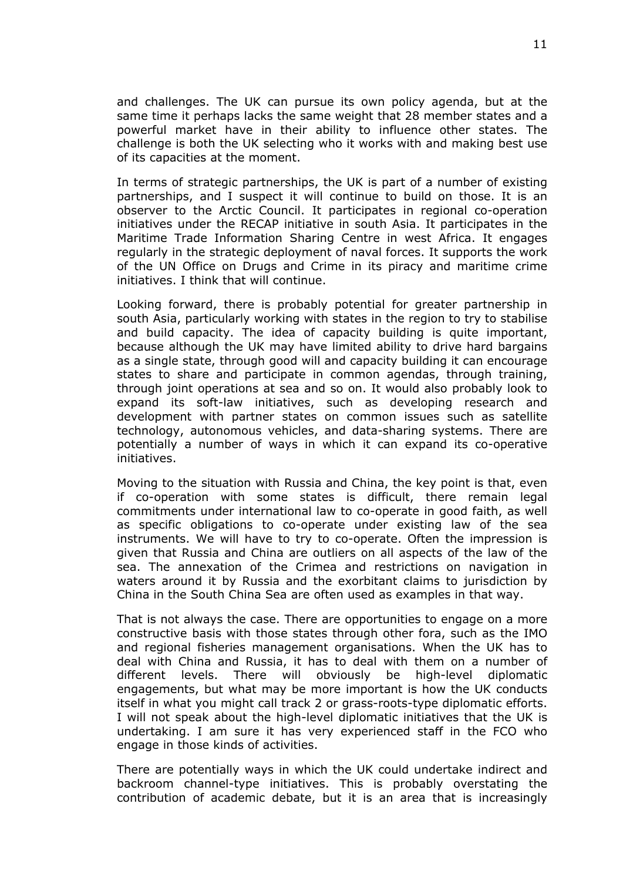and challenges. The UK can pursue its own policy agenda, but at the same time it perhaps lacks the same weight that 28 member states and a powerful market have in their ability to influence other states. The challenge is both the UK selecting who it works with and making best use of its capacities at the moment.

In terms of strategic partnerships, the UK is part of a number of existing partnerships, and I suspect it will continue to build on those. It is an observer to the Arctic Council. It participates in regional co-operation initiatives under the RECAP initiative in south Asia. It participates in the Maritime Trade Information Sharing Centre in west Africa. It engages regularly in the strategic deployment of naval forces. It supports the work of the UN Office on Drugs and Crime in its piracy and maritime crime initiatives. I think that will continue.

Looking forward, there is probably potential for greater partnership in south Asia, particularly working with states in the region to try to stabilise and build capacity. The idea of capacity building is quite important, because although the UK may have limited ability to drive hard bargains as a single state, through good will and capacity building it can encourage states to share and participate in common agendas, through training, through joint operations at sea and so on. It would also probably look to expand its soft-law initiatives, such as developing research and development with partner states on common issues such as satellite technology, autonomous vehicles, and data-sharing systems. There are potentially a number of ways in which it can expand its co-operative initiatives.

Moving to the situation with Russia and China, the key point is that, even if co-operation with some states is difficult, there remain legal commitments under international law to co-operate in good faith, as well as specific obligations to co-operate under existing law of the sea instruments. We will have to try to co-operate. Often the impression is given that Russia and China are outliers on all aspects of the law of the sea. The annexation of the Crimea and restrictions on navigation in waters around it by Russia and the exorbitant claims to jurisdiction by China in the South China Sea are often used as examples in that way.

That is not always the case. There are opportunities to engage on a more constructive basis with those states through other fora, such as the IMO and regional fisheries management organisations. When the UK has to deal with China and Russia, it has to deal with them on a number of different levels. There will obviously be high-level diplomatic engagements, but what may be more important is how the UK conducts itself in what you might call track 2 or grass-roots-type diplomatic efforts. I will not speak about the high-level diplomatic initiatives that the UK is undertaking. I am sure it has very experienced staff in the FCO who engage in those kinds of activities.

There are potentially ways in which the UK could undertake indirect and backroom channel-type initiatives. This is probably overstating the contribution of academic debate, but it is an area that is increasingly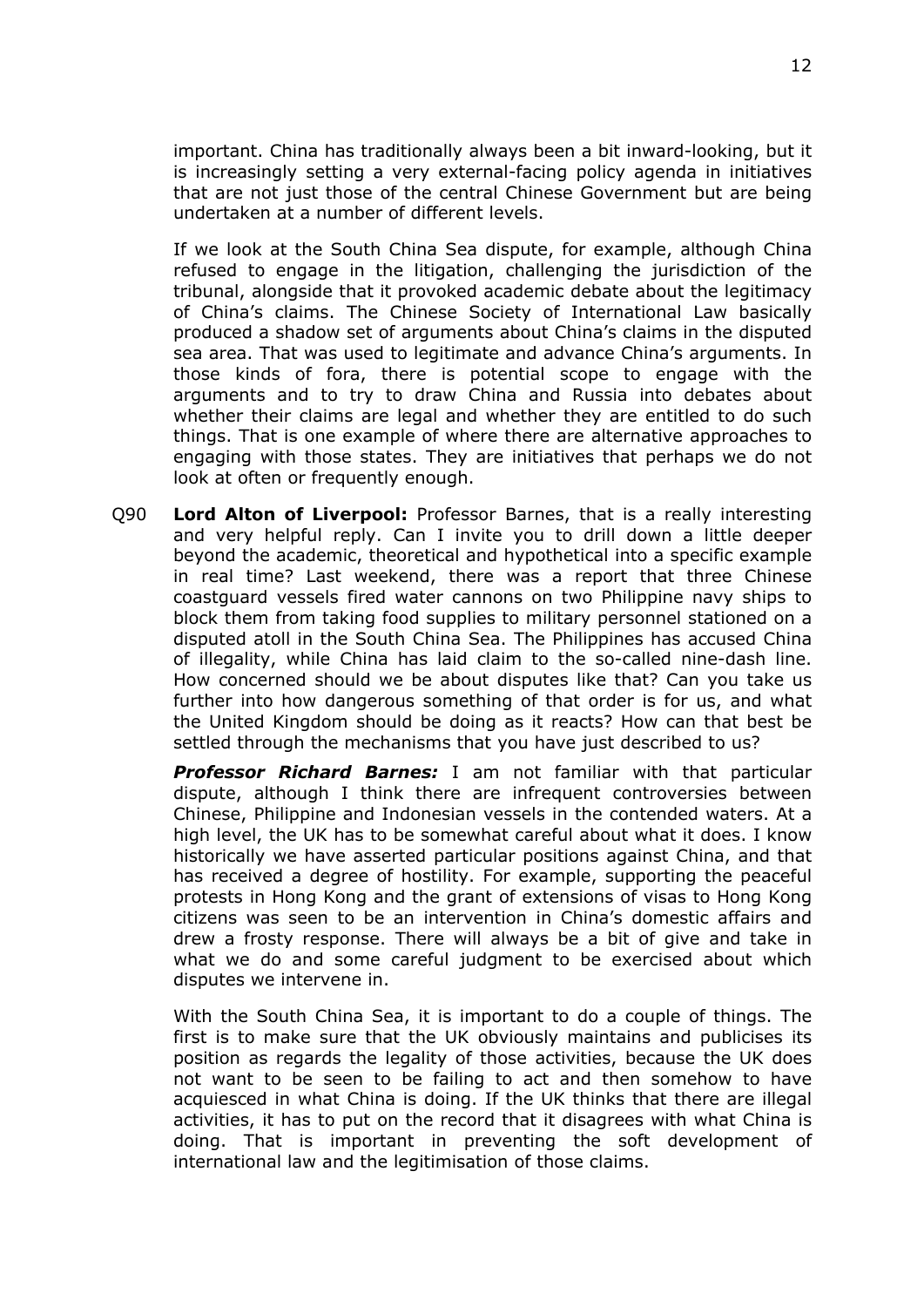important. China has traditionally always been a bit inward-looking, but it is increasingly setting a very external-facing policy agenda in initiatives that are not just those of the central Chinese Government but are being undertaken at a number of different levels.

If we look at the South China Sea dispute, for example, although China refused to engage in the litigation, challenging the jurisdiction of the tribunal, alongside that it provoked academic debate about the legitimacy of China's claims. The Chinese Society of International Law basically produced a shadow set of arguments about China's claims in the disputed sea area. That was used to legitimate and advance China's arguments. In those kinds of fora, there is potential scope to engage with the arguments and to try to draw China and Russia into debates about whether their claims are legal and whether they are entitled to do such things. That is one example of where there are alternative approaches to engaging with those states. They are initiatives that perhaps we do not look at often or frequently enough.

Q90 **Lord Alton of Liverpool:** Professor Barnes, that is a really interesting and very helpful reply. Can I invite you to drill down a little deeper beyond the academic, theoretical and hypothetical into a specific example in real time? Last weekend, there was a report that three Chinese coastguard vessels fired water cannons on two Philippine navy ships to block them from taking food supplies to military personnel stationed on a disputed atoll in the South China Sea. The Philippines has accused China of illegality, while China has laid claim to the so-called nine-dash line. How concerned should we be about disputes like that? Can you take us further into how dangerous something of that order is for us, and what the United Kingdom should be doing as it reacts? How can that best be settled through the mechanisms that you have just described to us?

***Professor Richard Barnes:*** I am not familiar with that particular dispute, although I think there are infrequent controversies between Chinese, Philippine and Indonesian vessels in the contended waters. At a high level, the UK has to be somewhat careful about what it does. I know historically we have asserted particular positions against China, and that has received a degree of hostility. For example, supporting the peaceful protests in Hong Kong and the grant of extensions of visas to Hong Kong citizens was seen to be an intervention in China's domestic affairs and drew a frosty response. There will always be a bit of give and take in what we do and some careful judgment to be exercised about which disputes we intervene in.

With the South China Sea, it is important to do a couple of things. The first is to make sure that the UK obviously maintains and publicises its position as regards the legality of those activities, because the UK does not want to be seen to be failing to act and then somehow to have acquiesced in what China is doing. If the UK thinks that there are illegal activities, it has to put on the record that it disagrees with what China is doing. That is important in preventing the soft development of international law and the legitimisation of those claims.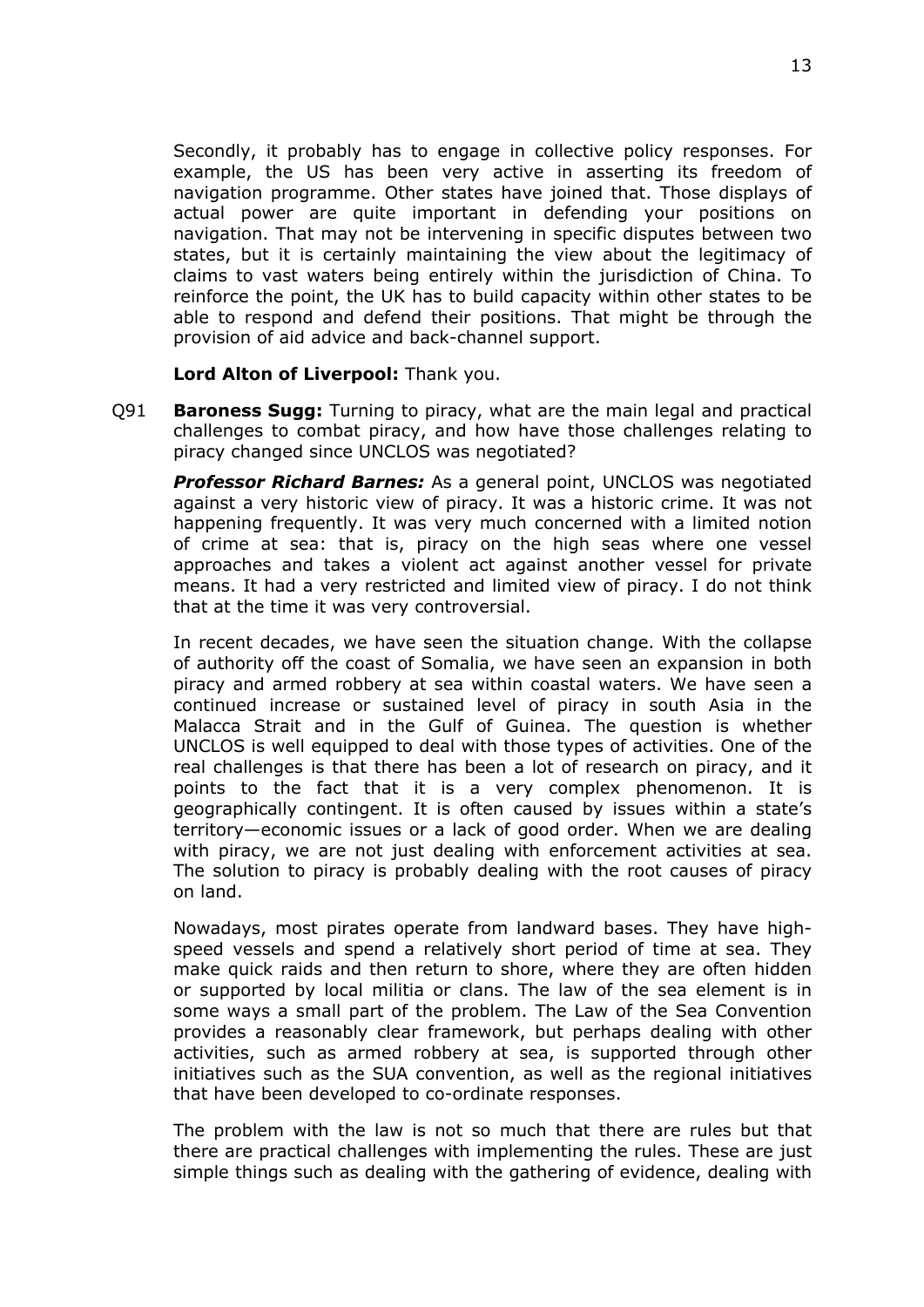Secondly, it probably has to engage in collective policy responses. For example, the US has been very active in asserting its freedom of navigation programme. Other states have joined that. Those displays of actual power are quite important in defending your positions on navigation. That may not be intervening in specific disputes between two states, but it is certainly maintaining the view about the legitimacy of claims to vast waters being entirely within the jurisdiction of China. To reinforce the point, the UK has to build capacity within other states to be able to respond and defend their positions. That might be through the provision of aid advice and back-channel support.

**Lord Alton of Liverpool:** Thank you.

Q91 **Baroness Sugg:** Turning to piracy, what are the main legal and practical challenges to combat piracy, and how have those challenges relating to piracy changed since UNCLOS was negotiated?

***Professor Richard Barnes:*** As a general point, UNCLOS was negotiated against a very historic view of piracy. It was a historic crime. It was not happening frequently. It was very much concerned with a limited notion of crime at sea: that is, piracy on the high seas where one vessel approaches and takes a violent act against another vessel for private means. It had a very restricted and limited view of piracy. I do not think that at the time it was very controversial.

In recent decades, we have seen the situation change. With the collapse of authority off the coast of Somalia, we have seen an expansion in both piracy and armed robbery at sea within coastal waters. We have seen a continued increase or sustained level of piracy in south Asia in the Malacca Strait and in the Gulf of Guinea. The question is whether UNCLOS is well equipped to deal with those types of activities. One of the real challenges is that there has been a lot of research on piracy, and it points to the fact that it is a very complex phenomenon. It is geographically contingent. It is often caused by issues within a state's territory—economic issues or a lack of good order. When we are dealing with piracy, we are not just dealing with enforcement activities at sea. The solution to piracy is probably dealing with the root causes of piracy on land.

Nowadays, most pirates operate from landward bases. They have high-speed vessels and spend a relatively short period of time at sea. They make quick raids and then return to shore, where they are often hidden or supported by local militia or clans. The law of the sea element is in some ways a small part of the problem. The Law of the Sea Convention provides a reasonably clear framework, but perhaps dealing with other activities, such as armed robbery at sea, is supported through other initiatives such as the SUA convention, as well as the regional initiatives that have been developed to co-ordinate responses.

The problem with the law is not so much that there are rules but that there are practical challenges with implementing the rules. These are just simple things such as dealing with the gathering of evidence, dealing with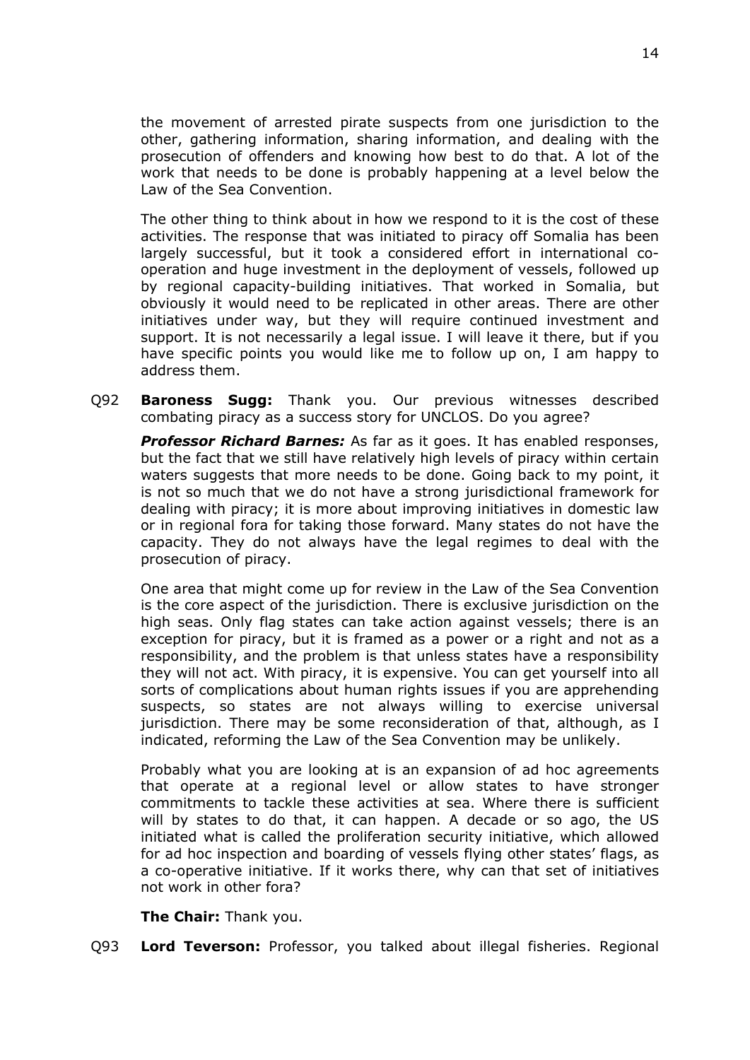the movement of arrested pirate suspects from one jurisdiction to the other, gathering information, sharing information, and dealing with the prosecution of offenders and knowing how best to do that. A lot of the work that needs to be done is probably happening at a level below the Law of the Sea Convention.

The other thing to think about in how we respond to it is the cost of these activities. The response that was initiated to piracy off Somalia has been largely successful, but it took a considered effort in international co-operation and huge investment in the deployment of vessels, followed up by regional capacity-building initiatives. That worked in Somalia, but obviously it would need to be replicated in other areas. There are other initiatives under way, but they will require continued investment and support. It is not necessarily a legal issue. I will leave it there, but if you have specific points you would like me to follow up on, I am happy to address them.

Q92 **Baroness Sugg:** Thank you. Our previous witnesses described combating piracy as a success story for UNCLOS. Do you agree?

***Professor Richard Barnes:*** As far as it goes. It has enabled responses, but the fact that we still have relatively high levels of piracy within certain waters suggests that more needs to be done. Going back to my point, it is not so much that we do not have a strong jurisdictional framework for dealing with piracy; it is more about improving initiatives in domestic law or in regional fora for taking those forward. Many states do not have the capacity. They do not always have the legal regimes to deal with the prosecution of piracy.

One area that might come up for review in the Law of the Sea Convention is the core aspect of the jurisdiction. There is exclusive jurisdiction on the high seas. Only flag states can take action against vessels; there is an exception for piracy, but it is framed as a power or a right and not as a responsibility, and the problem is that unless states have a responsibility they will not act. With piracy, it is expensive. You can get yourself into all sorts of complications about human rights issues if you are apprehending suspects, so states are not always willing to exercise universal jurisdiction. There may be some reconsideration of that, although, as I indicated, reforming the Law of the Sea Convention may be unlikely.

Probably what you are looking at is an expansion of ad hoc agreements that operate at a regional level or allow states to have stronger commitments to tackle these activities at sea. Where there is sufficient will by states to do that, it can happen. A decade or so ago, the US initiated what is called the proliferation security initiative, which allowed for ad hoc inspection and boarding of vessels flying other states' flags, as a co-operative initiative. If it works there, why can that set of initiatives not work in other fora?

**The Chair:** Thank you.

Q93 **Lord Teverson:** Professor, you talked about illegal fisheries. Regional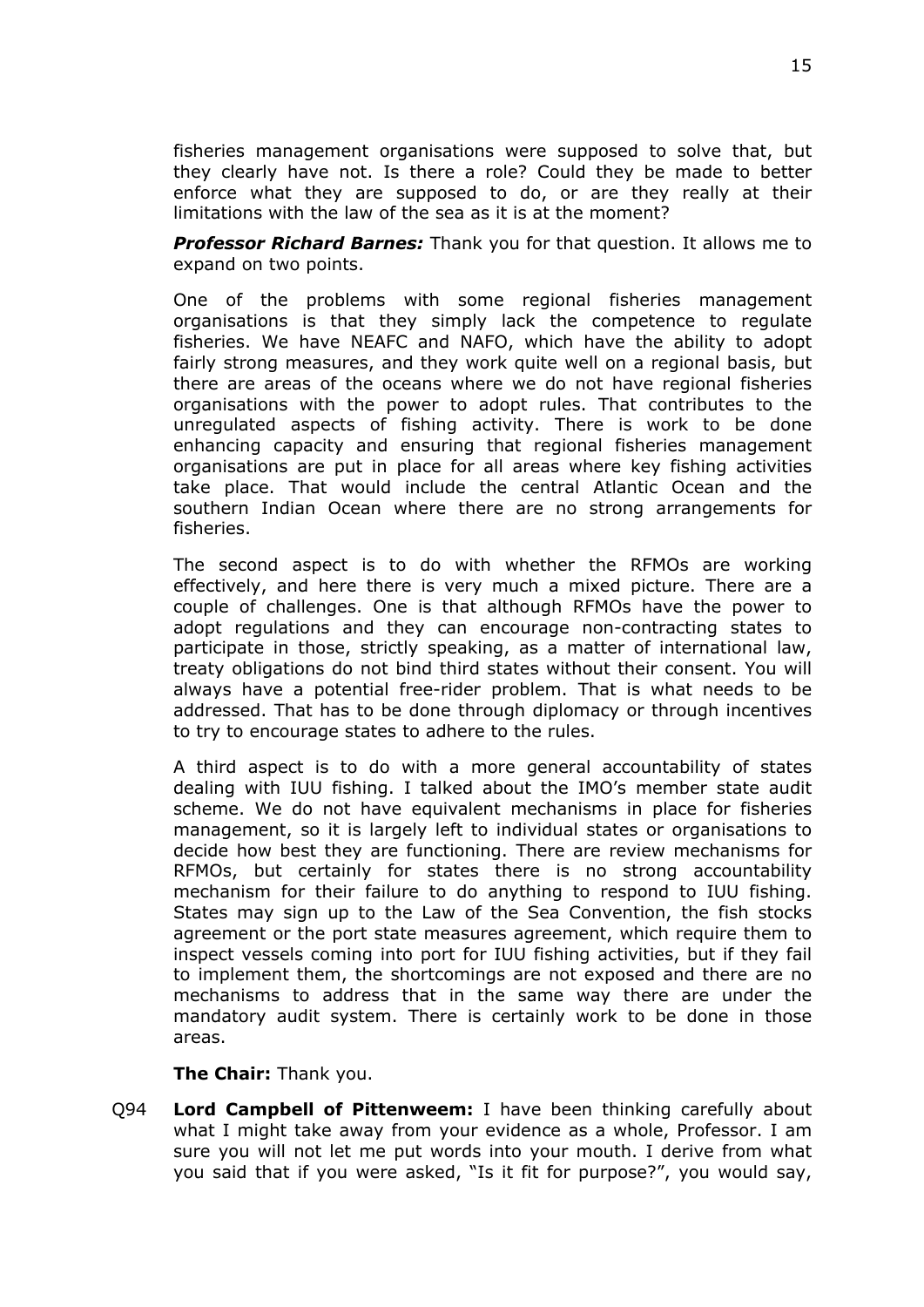fisheries management organisations were supposed to solve that, but they clearly have not. Is there a role? Could they be made to better enforce what they are supposed to do, or are they really at their limitations with the law of the sea as it is at the moment?

***Professor Richard Barnes:*** Thank you for that question. It allows me to expand on two points.

One of the problems with some regional fisheries management organisations is that they simply lack the competence to regulate fisheries. We have NEAFC and NAFO, which have the ability to adopt fairly strong measures, and they work quite well on a regional basis, but there are areas of the oceans where we do not have regional fisheries organisations with the power to adopt rules. That contributes to the unregulated aspects of fishing activity. There is work to be done enhancing capacity and ensuring that regional fisheries management organisations are put in place for all areas where key fishing activities take place. That would include the central Atlantic Ocean and the southern Indian Ocean where there are no strong arrangements for fisheries.

The second aspect is to do with whether the RFMOs are working effectively, and here there is very much a mixed picture. There are a couple of challenges. One is that although RFMOs have the power to adopt regulations and they can encourage non-contracting states to participate in those, strictly speaking, as a matter of international law, treaty obligations do not bind third states without their consent. You will always have a potential free-rider problem. That is what needs to be addressed. That has to be done through diplomacy or through incentives to try to encourage states to adhere to the rules.

A third aspect is to do with a more general accountability of states dealing with IUU fishing. I talked about the IMO's member state audit scheme. We do not have equivalent mechanisms in place for fisheries management, so it is largely left to individual states or organisations to decide how best they are functioning. There are review mechanisms for RFMOs, but certainly for states there is no strong accountability mechanism for their failure to do anything to respond to IUU fishing. States may sign up to the Law of the Sea Convention, the fish stocks agreement or the port state measures agreement, which require them to inspect vessels coming into port for IUU fishing activities, but if they fail to implement them, the shortcomings are not exposed and there are no mechanisms to address that in the same way there are under the mandatory audit system. There is certainly work to be done in those areas.

**The Chair:** Thank you.

Q94 **Lord Campbell of Pittenweem:** I have been thinking carefully about what I might take away from your evidence as a whole, Professor. I am sure you will not let me put words into your mouth. I derive from what you said that if you were asked, "Is it fit for purpose?", you would say,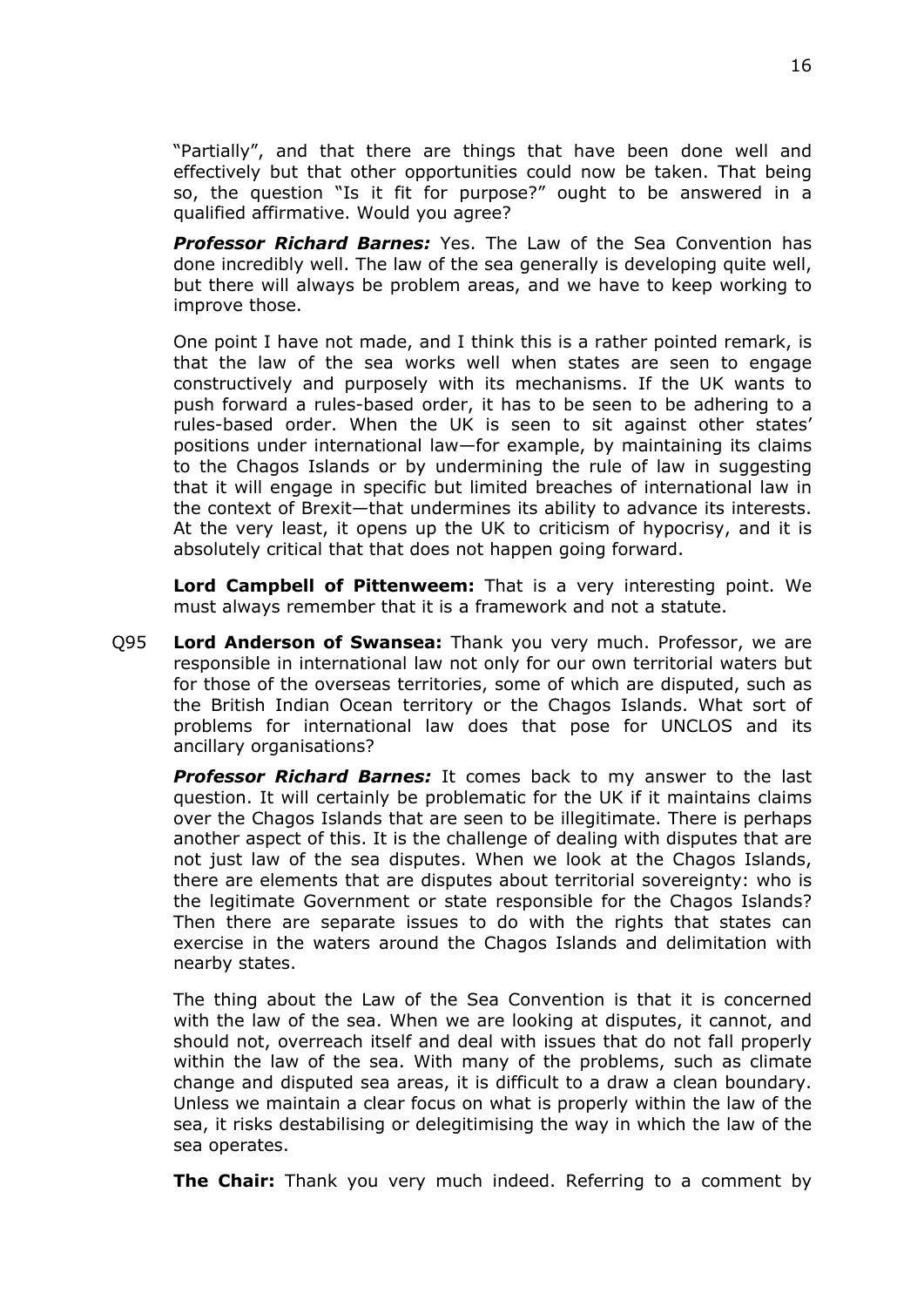"Partially", and that there are things that have been done well and effectively but that other opportunities could now be taken. That being so, the question "Is it fit for purpose?" ought to be answered in a qualified affirmative. Would you agree?

***Professor Richard Barnes:*** Yes. The Law of the Sea Convention has done incredibly well. The law of the sea generally is developing quite well, but there will always be problem areas, and we have to keep working to improve those.

One point I have not made, and I think this is a rather pointed remark, is that the law of the sea works well when states are seen to engage constructively and purposely with its mechanisms. If the UK wants to push forward a rules-based order, it has to be seen to be adhering to a rules-based order. When the UK is seen to sit against other states' positions under international law—for example, by maintaining its claims to the Chagos Islands or by undermining the rule of law in suggesting that it will engage in specific but limited breaches of international law in the context of Brexit—that undermines its ability to advance its interests. At the very least, it opens up the UK to criticism of hypocrisy, and it is absolutely critical that that does not happen going forward.

**Lord Campbell of Pittenweem:** That is a very interesting point. We must always remember that it is a framework and not a statute.

Q95 **Lord Anderson of Swansea:** Thank you very much. Professor, we are responsible in international law not only for our own territorial waters but for those of the overseas territories, some of which are disputed, such as the British Indian Ocean territory or the Chagos Islands. What sort of problems for international law does that pose for UNCLOS and its ancillary organisations?

***Professor Richard Barnes:*** It comes back to my answer to the last question. It will certainly be problematic for the UK if it maintains claims over the Chagos Islands that are seen to be illegitimate. There is perhaps another aspect of this. It is the challenge of dealing with disputes that are not just law of the sea disputes. When we look at the Chagos Islands, there are elements that are disputes about territorial sovereignty: who is the legitimate Government or state responsible for the Chagos Islands? Then there are separate issues to do with the rights that states can exercise in the waters around the Chagos Islands and delimitation with nearby states.

The thing about the Law of the Sea Convention is that it is concerned with the law of the sea. When we are looking at disputes, it cannot, and should not, overreach itself and deal with issues that do not fall properly within the law of the sea. With many of the problems, such as climate change and disputed sea areas, it is difficult to a draw a clean boundary. Unless we maintain a clear focus on what is properly within the law of the sea, it risks destabilising or delegitimising the way in which the law of the sea operates.

**The Chair:** Thank you very much indeed. Referring to a comment by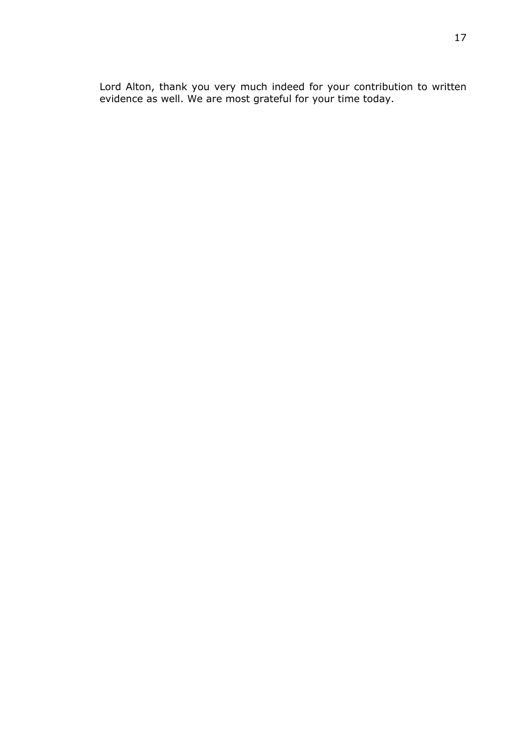Lord Alton, thank you very much indeed for your contribution to written evidence as well. We are most grateful for your time today.